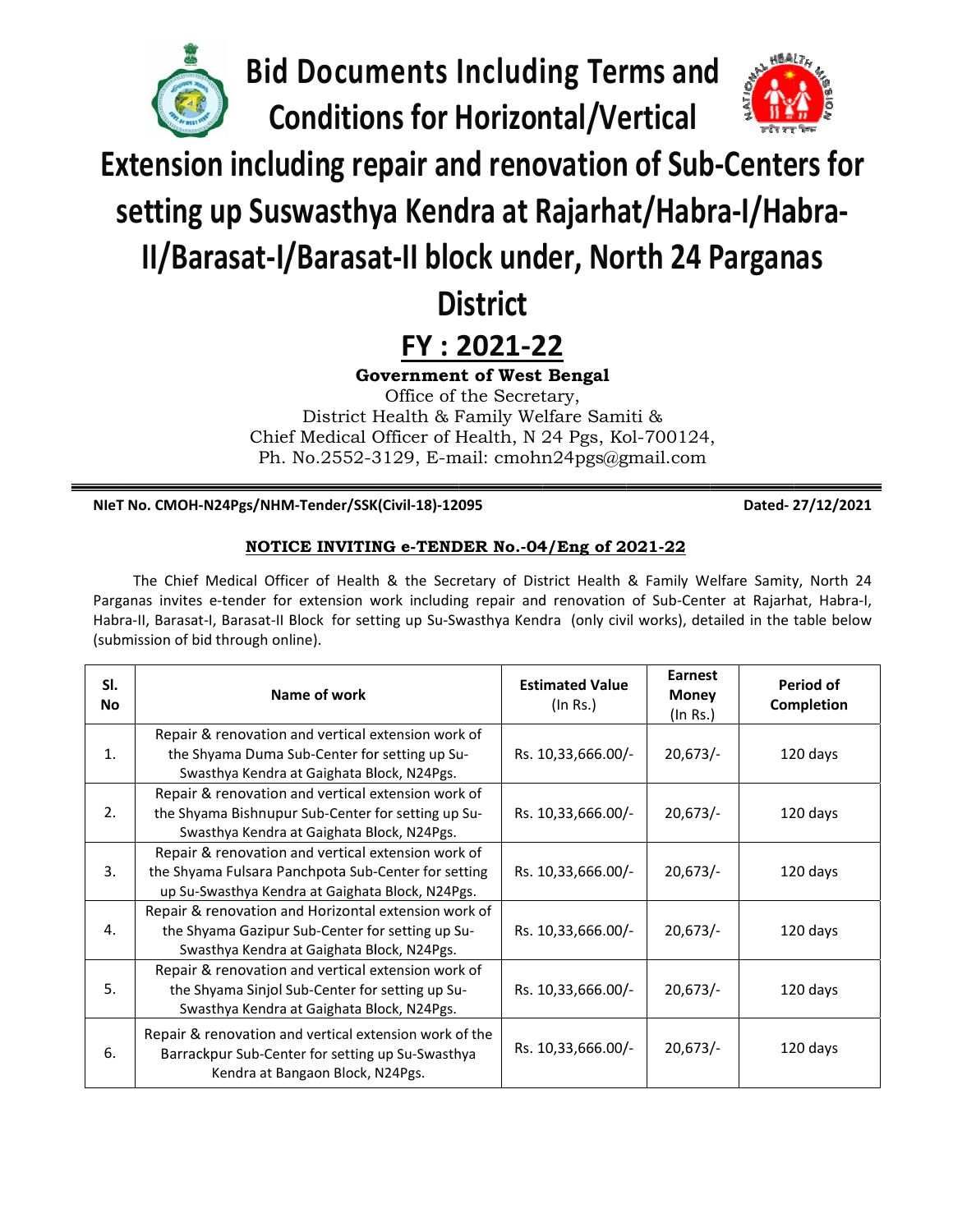# Bid Documents Including Terms and Conditions for Horizontal/Vertical Extension including repair and renovation of Sub-Centers for setting up Suswasthya Kendra at Rajarhat/Habra-I/Habra-II/Barasat-I/Barasat-II block under, North 24 Parganas District

## FY : 2021-22

**Government of West Bengal**

Office of the Secretary,
District Health & Family Welfare Samiti &
Chief Medical Officer of Health, N 24 Pgs, Kol-700124,
Ph. No.2552-3129, E-mail: cmohn24pgs@gmail.com

**NIeT No. CMOH-N24Pgs/NHM-Tender/SSK(Civil-18)-12095** **Dated- 27/12/2021**

**NOTICE INVITING e-TENDER No.-04/Eng of 2021-22**

The Chief Medical Officer of Health & the Secretary of District Health & Family Welfare Samity, North 24 Parganas invites e-tender for extension work including repair and renovation of Sub-Center at Rajarhat, Habra-I, Habra-II, Barasat-I, Barasat-II Block for setting up Su-Swasthya Kendra (only civil works), detailed in the table below (submission of bid through online).

| Sl. No | Name of work | Estimated Value (In Rs.) | Earnest Money (In Rs.) | Period of Completion |
|---|---|---|---|---|
| 1. | Repair & renovation and vertical extension work of the Shyama Duma Sub-Center for setting up Su-Swasthya Kendra at Gaighata Block, N24Pgs. | Rs. 10,33,666.00/- | 20,673/- | 120 days |
| 2. | Repair & renovation and vertical extension work of the Shyama Bishnupur Sub-Center for setting up Su-Swasthya Kendra at Gaighata Block, N24Pgs. | Rs. 10,33,666.00/- | 20,673/- | 120 days |
| 3. | Repair & renovation and vertical extension work of the Shyama Fulsara Panchpota Sub-Center for setting up Su-Swasthya Kendra at Gaighata Block, N24Pgs. | Rs. 10,33,666.00/- | 20,673/- | 120 days |
| 4. | Repair & renovation and Horizontal extension work of the Shyama Gazipur Sub-Center for setting up Su-Swasthya Kendra at Gaighata Block, N24Pgs. | Rs. 10,33,666.00/- | 20,673/- | 120 days |
| 5. | Repair & renovation and vertical extension work of the Shyama Sinjol Sub-Center for setting up Su-Swasthya Kendra at Gaighata Block, N24Pgs. | Rs. 10,33,666.00/- | 20,673/- | 120 days |
| 6. | Repair & renovation and vertical extension work of the Barrackpur Sub-Center for setting up Su-Swasthya Kendra at Bangaon Block, N24Pgs. | Rs. 10,33,666.00/- | 20,673/- | 120 days |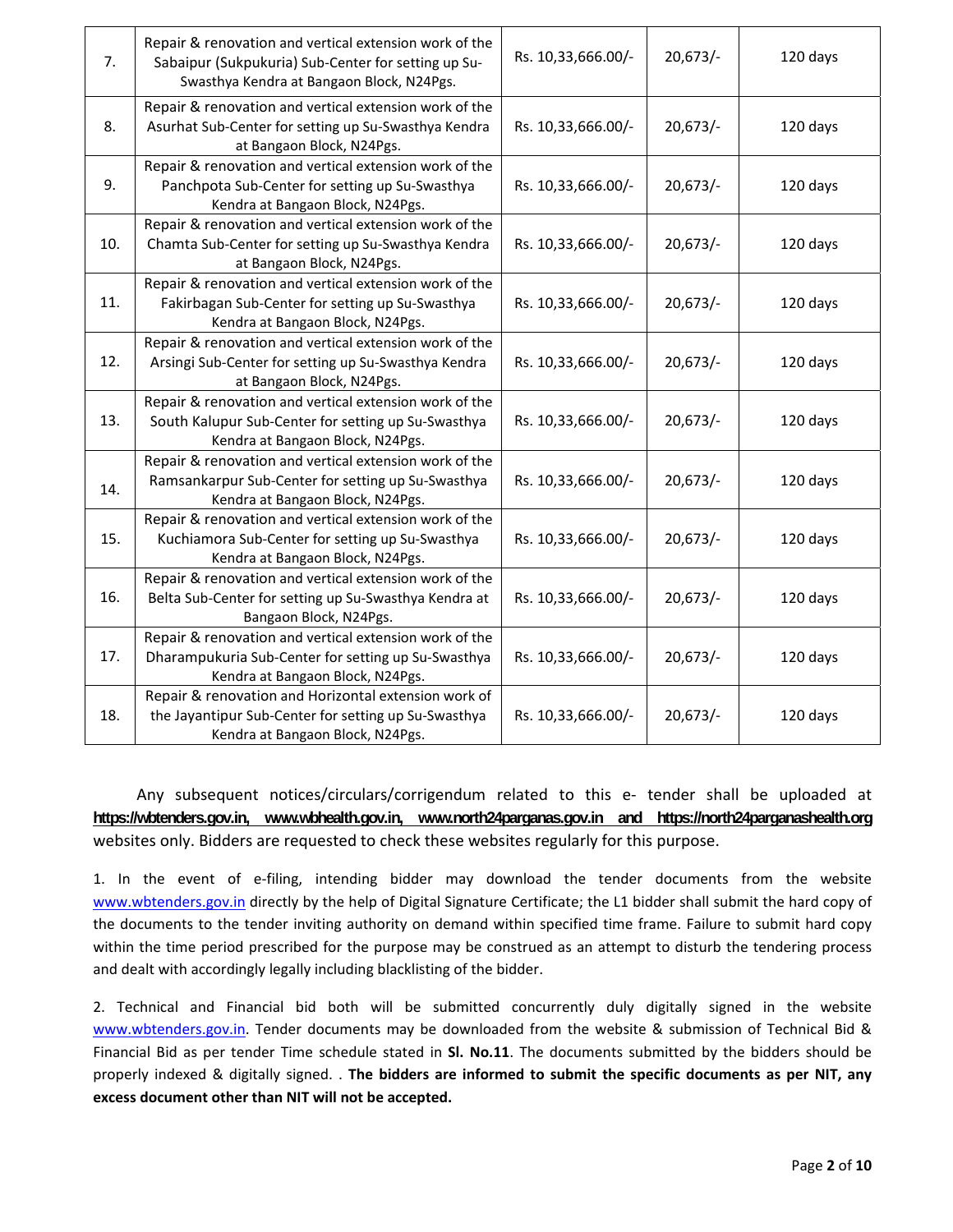| | | | | |
|---|---|---|---|---|
| 7. | Repair & renovation and vertical extension work of the Sabaipur (Sukpukuria) Sub-Center for setting up Su-Swasthya Kendra at Bangaon Block, N24Pgs. | Rs. 10,33,666.00/- | 20,673/- | 120 days |
| 8. | Repair & renovation and vertical extension work of the Asurhat Sub-Center for setting up Su-Swasthya Kendra at Bangaon Block, N24Pgs. | Rs. 10,33,666.00/- | 20,673/- | 120 days |
| 9. | Repair & renovation and vertical extension work of the Panchpota Sub-Center for setting up Su-Swasthya Kendra at Bangaon Block, N24Pgs. | Rs. 10,33,666.00/- | 20,673/- | 120 days |
| 10. | Repair & renovation and vertical extension work of the Chamta Sub-Center for setting up Su-Swasthya Kendra at Bangaon Block, N24Pgs. | Rs. 10,33,666.00/- | 20,673/- | 120 days |
| 11. | Repair & renovation and vertical extension work of the Fakirbagan Sub-Center for setting up Su-Swasthya Kendra at Bangaon Block, N24Pgs. | Rs. 10,33,666.00/- | 20,673/- | 120 days |
| 12. | Repair & renovation and vertical extension work of the Arsingi Sub-Center for setting up Su-Swasthya Kendra at Bangaon Block, N24Pgs. | Rs. 10,33,666.00/- | 20,673/- | 120 days |
| 13. | Repair & renovation and vertical extension work of the South Kalupur Sub-Center for setting up Su-Swasthya Kendra at Bangaon Block, N24Pgs. | Rs. 10,33,666.00/- | 20,673/- | 120 days |
| 14. | Repair & renovation and vertical extension work of the Ramsankarpur Sub-Center for setting up Su-Swasthya Kendra at Bangaon Block, N24Pgs. | Rs. 10,33,666.00/- | 20,673/- | 120 days |
| 15. | Repair & renovation and vertical extension work of the Kuchiamora Sub-Center for setting up Su-Swasthya Kendra at Bangaon Block, N24Pgs. | Rs. 10,33,666.00/- | 20,673/- | 120 days |
| 16. | Repair & renovation and vertical extension work of the Belta Sub-Center for setting up Su-Swasthya Kendra at Bangaon Block, N24Pgs. | Rs. 10,33,666.00/- | 20,673/- | 120 days |
| 17. | Repair & renovation and vertical extension work of the Dharampukuria Sub-Center for setting up Su-Swasthya Kendra at Bangaon Block, N24Pgs. | Rs. 10,33,666.00/- | 20,673/- | 120 days |
| 18. | Repair & renovation and Horizontal extension work of the Jayantipur Sub-Center for setting up Su-Swasthya Kendra at Bangaon Block, N24Pgs. | Rs. 10,33,666.00/- | 20,673/- | 120 days |

Any subsequent notices/circulars/corrigendum related to this e- tender shall be uploaded at **https://wbtenders.gov.in, www.wbhealth.gov.in, www.north24parganas.gov.in and https://north24parganashealth.org** websites only. Bidders are requested to check these websites regularly for this purpose.

1. In the event of e-filing, intending bidder may download the tender documents from the website www.wbtenders.gov.in directly by the help of Digital Signature Certificate; the L1 bidder shall submit the hard copy of the documents to the tender inviting authority on demand within specified time frame. Failure to submit hard copy within the time period prescribed for the purpose may be construed as an attempt to disturb the tendering process and dealt with accordingly legally including blacklisting of the bidder.

2. Technical and Financial bid both will be submitted concurrently duly digitally signed in the website www.wbtenders.gov.in. Tender documents may be downloaded from the website & submission of Technical Bid & Financial Bid as per tender Time schedule stated in **Sl. No.11**. The documents submitted by the bidders should be properly indexed & digitally signed. . **The bidders are informed to submit the specific documents as per NIT, any excess document other than NIT will not be accepted.**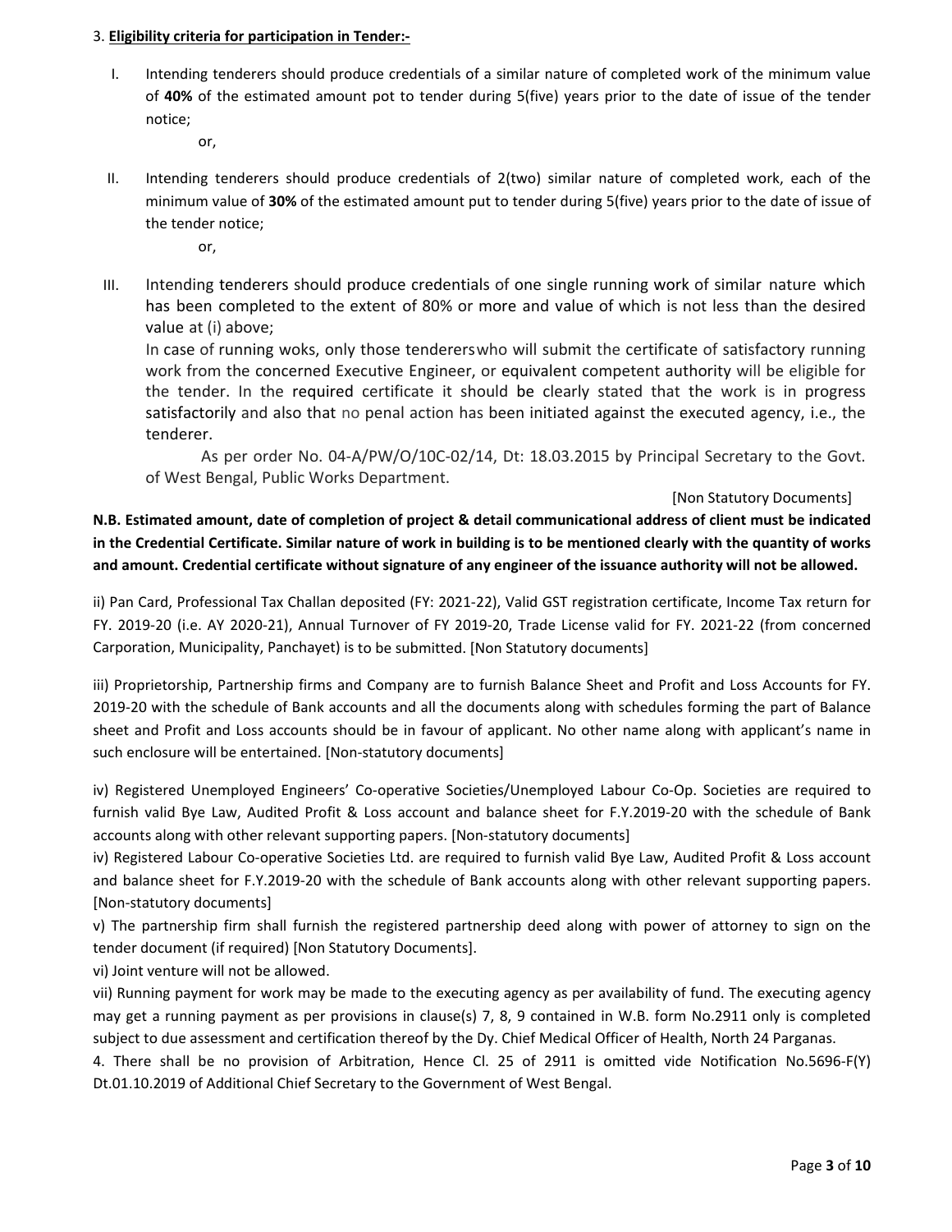3. **Eligibility criteria for participation in Tender:-**

I. Intending tenderers should produce credentials of a similar nature of completed work of the minimum value of **40%** of the estimated amount pot to tender during 5(five) years prior to the date of issue of the tender notice;

or,

II. Intending tenderers should produce credentials of 2(two) similar nature of completed work, each of the minimum value of **30%** of the estimated amount put to tender during 5(five) years prior to the date of issue of the tender notice;

or,

III. Intending tenderers should produce credentials of one single running work of similar nature which has been completed to the extent of 80% or more and value of which is not less than the desired value at (i) above;

In case of running woks, only those tenderers who will submit the certificate of satisfactory running work from the concerned Executive Engineer, or equivalent competent authority will be eligible for the tender. In the required certificate it should be clearly stated that the work is in progress satisfactorily and also that no penal action has been initiated against the executed agency, i.e., the tenderer.

As per order No. 04-A/PW/O/10C-02/14, Dt: 18.03.2015 by Principal Secretary to the Govt. of West Bengal, Public Works Department.

[Non Statutory Documents]

**N.B. Estimated amount, date of completion of project & detail communicational address of client must be indicated in the Credential Certificate. Similar nature of work in building is to be mentioned clearly with the quantity of works and amount. Credential certificate without signature of any engineer of the issuance authority will not be allowed.**

ii) Pan Card, Professional Tax Challan deposited (FY: 2021-22), Valid GST registration certificate, Income Tax return for FY. 2019-20 (i.e. AY 2020-21), Annual Turnover of FY 2019-20, Trade License valid for FY. 2021-22 (from concerned Carporation, Municipality, Panchayet) is to be submitted. [Non Statutory documents]

iii) Proprietorship, Partnership firms and Company are to furnish Balance Sheet and Profit and Loss Accounts for FY. 2019-20 with the schedule of Bank accounts and all the documents along with schedules forming the part of Balance sheet and Profit and Loss accounts should be in favour of applicant. No other name along with applicant's name in such enclosure will be entertained. [Non-statutory documents]

iv) Registered Unemployed Engineers' Co-operative Societies/Unemployed Labour Co-Op. Societies are required to furnish valid Bye Law, Audited Profit & Loss account and balance sheet for F.Y.2019-20 with the schedule of Bank accounts along with other relevant supporting papers. [Non-statutory documents]

iv) Registered Labour Co-operative Societies Ltd. are required to furnish valid Bye Law, Audited Profit & Loss account and balance sheet for F.Y.2019-20 with the schedule of Bank accounts along with other relevant supporting papers. [Non-statutory documents]

v) The partnership firm shall furnish the registered partnership deed along with power of attorney to sign on the tender document (if required) [Non Statutory Documents].

vi) Joint venture will not be allowed.

vii) Running payment for work may be made to the executing agency as per availability of fund. The executing agency may get a running payment as per provisions in clause(s) 7, 8, 9 contained in W.B. form No.2911 only is completed subject to due assessment and certification thereof by the Dy. Chief Medical Officer of Health, North 24 Parganas.

4. There shall be no provision of Arbitration, Hence Cl. 25 of 2911 is omitted vide Notification No.5696-F(Y) Dt.01.10.2019 of Additional Chief Secretary to the Government of West Bengal.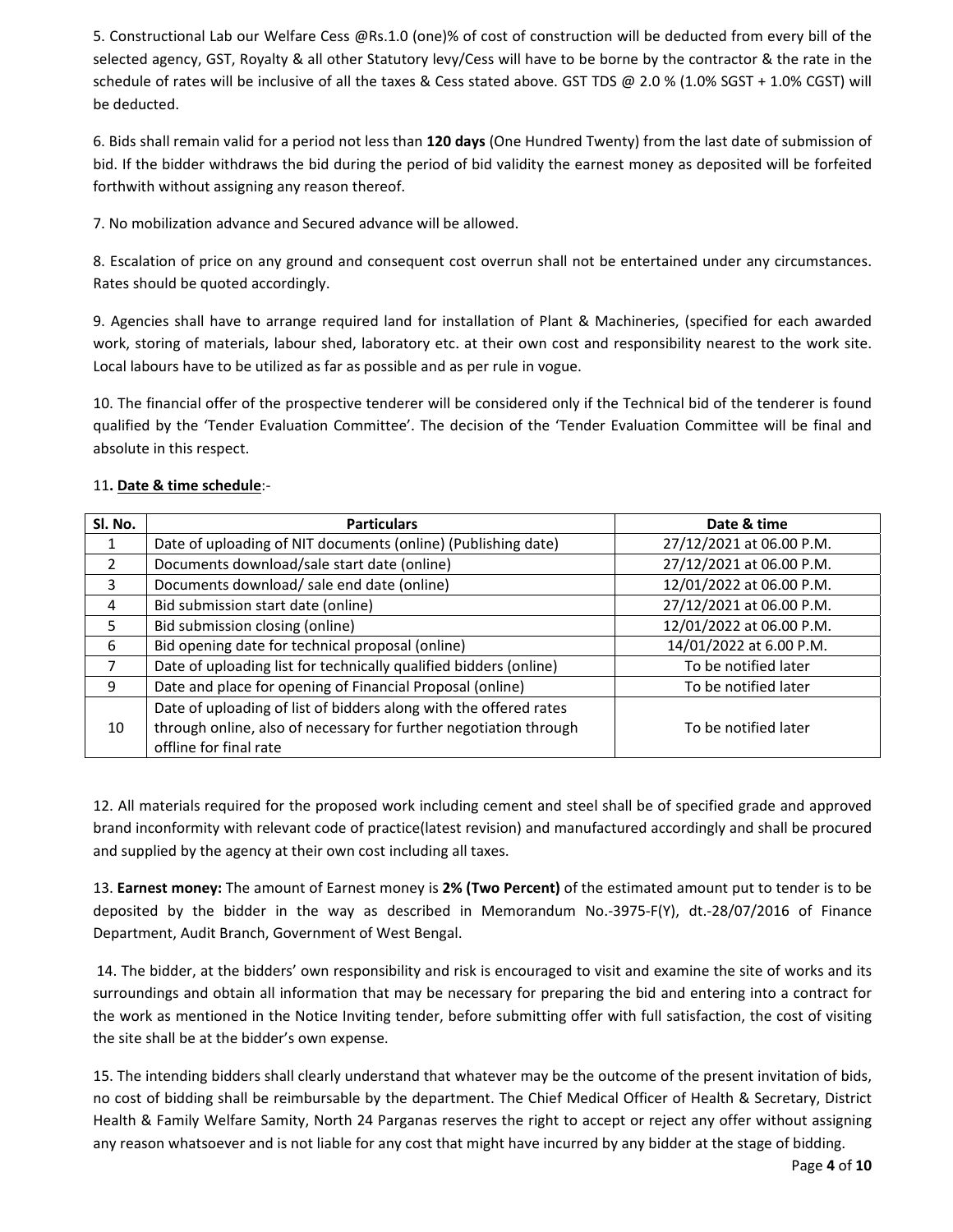5. Constructional Lab our Welfare Cess @Rs.1.0 (one)% of cost of construction will be deducted from every bill of the selected agency, GST, Royalty & all other Statutory levy/Cess will have to be borne by the contractor & the rate in the schedule of rates will be inclusive of all the taxes & Cess stated above. GST TDS @ 2.0 % (1.0% SGST + 1.0% CGST) will be deducted.

6. Bids shall remain valid for a period not less than **120 days** (One Hundred Twenty) from the last date of submission of bid. If the bidder withdraws the bid during the period of bid validity the earnest money as deposited will be forfeited forthwith without assigning any reason thereof.

7. No mobilization advance and Secured advance will be allowed.

8. Escalation of price on any ground and consequent cost overrun shall not be entertained under any circumstances. Rates should be quoted accordingly.

9. Agencies shall have to arrange required land for installation of Plant & Machineries, (specified for each awarded work, storing of materials, labour shed, laboratory etc. at their own cost and responsibility nearest to the work site. Local labours have to be utilized as far as possible and as per rule in vogue.

10. The financial offer of the prospective tenderer will be considered only if the Technical bid of the tenderer is found qualified by the 'Tender Evaluation Committee'. The decision of the 'Tender Evaluation Committee will be final and absolute in this respect.

11**. <u>Date & time schedule</u>**:-

| Sl. No. | Particulars | Date & time |
|---|---|---|
| 1 | Date of uploading of NIT documents (online) (Publishing date) | 27/12/2021 at 06.00 P.M. |
| 2 | Documents download/sale start date (online) | 27/12/2021 at 06.00 P.M. |
| 3 | Documents download/ sale end date (online) | 12/01/2022 at 06.00 P.M. |
| 4 | Bid submission start date (online) | 27/12/2021 at 06.00 P.M. |
| 5 | Bid submission closing (online) | 12/01/2022 at 06.00 P.M. |
| 6 | Bid opening date for technical proposal (online) | 14/01/2022 at 6.00 P.M. |
| 7 | Date of uploading list for technically qualified bidders (online) | To be notified later |
| 9 | Date and place for opening of Financial Proposal (online) | To be notified later |
| 10 | Date of uploading of list of bidders along with the offered rates through online, also of necessary for further negotiation through offline for final rate | To be notified later |

12. All materials required for the proposed work including cement and steel shall be of specified grade and approved brand inconformity with relevant code of practice(latest revision) and manufactured accordingly and shall be procured and supplied by the agency at their own cost including all taxes.

13. **Earnest money:** The amount of Earnest money is **2% (Two Percent)** of the estimated amount put to tender is to be deposited by the bidder in the way as described in Memorandum No.-3975-F(Y), dt.-28/07/2016 of Finance Department, Audit Branch, Government of West Bengal.

14. The bidder, at the bidders' own responsibility and risk is encouraged to visit and examine the site of works and its surroundings and obtain all information that may be necessary for preparing the bid and entering into a contract for the work as mentioned in the Notice Inviting tender, before submitting offer with full satisfaction, the cost of visiting the site shall be at the bidder's own expense.

15. The intending bidders shall clearly understand that whatever may be the outcome of the present invitation of bids, no cost of bidding shall be reimbursable by the department. The Chief Medical Officer of Health & Secretary, District Health & Family Welfare Samity, North 24 Parganas reserves the right to accept or reject any offer without assigning any reason whatsoever and is not liable for any cost that might have incurred by any bidder at the stage of bidding.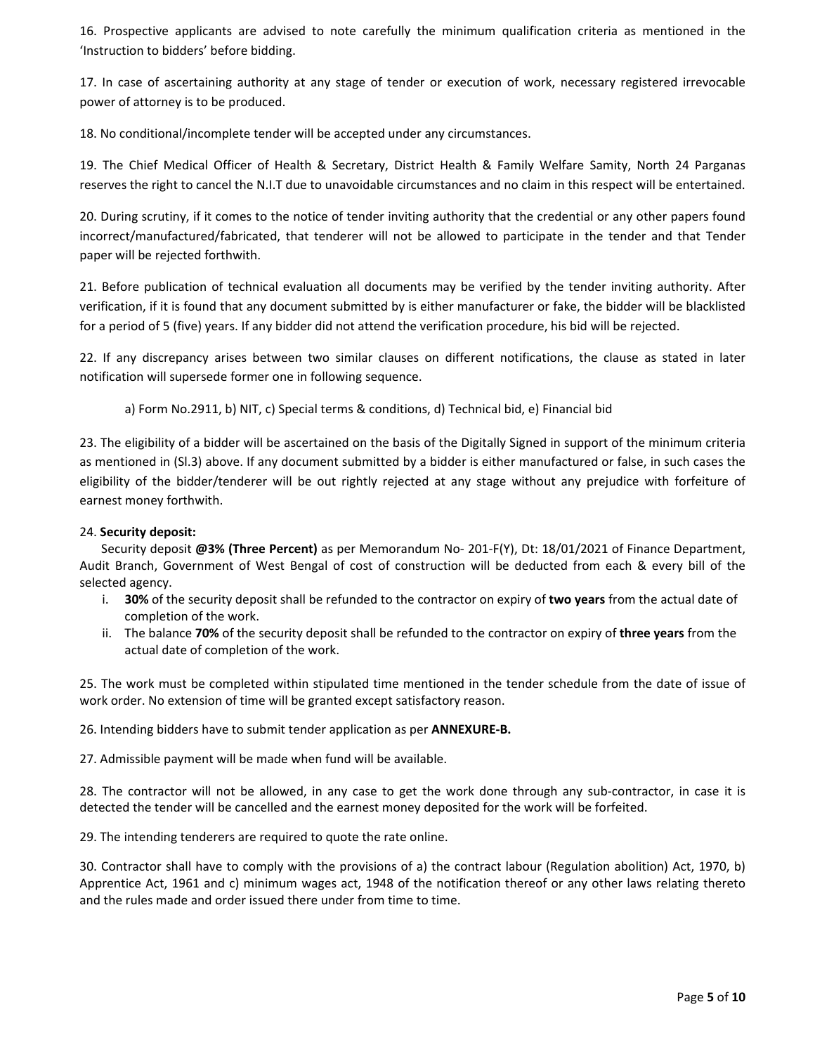16. Prospective applicants are advised to note carefully the minimum qualification criteria as mentioned in the 'Instruction to bidders' before bidding.

17. In case of ascertaining authority at any stage of tender or execution of work, necessary registered irrevocable power of attorney is to be produced.

18. No conditional/incomplete tender will be accepted under any circumstances.

19. The Chief Medical Officer of Health & Secretary, District Health & Family Welfare Samity, North 24 Parganas reserves the right to cancel the N.I.T due to unavoidable circumstances and no claim in this respect will be entertained.

20. During scrutiny, if it comes to the notice of tender inviting authority that the credential or any other papers found incorrect/manufactured/fabricated, that tenderer will not be allowed to participate in the tender and that Tender paper will be rejected forthwith.

21. Before publication of technical evaluation all documents may be verified by the tender inviting authority. After verification, if it is found that any document submitted by is either manufacturer or fake, the bidder will be blacklisted for a period of 5 (five) years. If any bidder did not attend the verification procedure, his bid will be rejected.

22. If any discrepancy arises between two similar clauses on different notifications, the clause as stated in later notification will supersede former one in following sequence.

a) Form No.2911, b) NIT, c) Special terms & conditions, d) Technical bid, e) Financial bid

23. The eligibility of a bidder will be ascertained on the basis of the Digitally Signed in support of the minimum criteria as mentioned in (Sl.3) above. If any document submitted by a bidder is either manufactured or false, in such cases the eligibility of the bidder/tenderer will be out rightly rejected at any stage without any prejudice with forfeiture of earnest money forthwith.

24. **Security deposit:**

Security deposit **@3% (Three Percent)** as per Memorandum No- 201-F(Y), Dt: 18/01/2021 of Finance Department, Audit Branch, Government of West Bengal of cost of construction will be deducted from each & every bill of the selected agency.

i. **30%** of the security deposit shall be refunded to the contractor on expiry of **two years** from the actual date of completion of the work.
ii. The balance **70%** of the security deposit shall be refunded to the contractor on expiry of **three years** from the actual date of completion of the work.

25. The work must be completed within stipulated time mentioned in the tender schedule from the date of issue of work order. No extension of time will be granted except satisfactory reason.

26. Intending bidders have to submit tender application as per **ANNEXURE-B.**

27. Admissible payment will be made when fund will be available.

28. The contractor will not be allowed, in any case to get the work done through any sub-contractor, in case it is detected the tender will be cancelled and the earnest money deposited for the work will be forfeited.

29. The intending tenderers are required to quote the rate online.

30. Contractor shall have to comply with the provisions of a) the contract labour (Regulation abolition) Act, 1970, b) Apprentice Act, 1961 and c) minimum wages act, 1948 of the notification thereof or any other laws relating thereto and the rules made and order issued there under from time to time.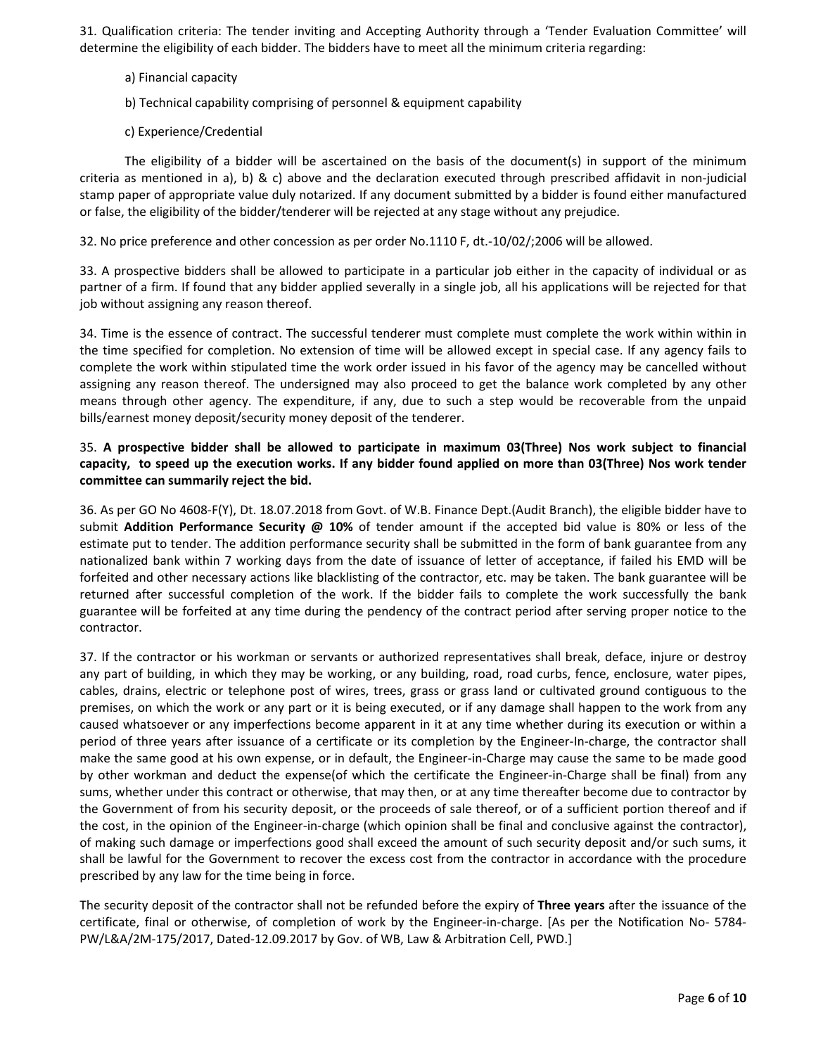31. Qualification criteria: The tender inviting and Accepting Authority through a 'Tender Evaluation Committee' will determine the eligibility of each bidder. The bidders have to meet all the minimum criteria regarding:

a) Financial capacity

b) Technical capability comprising of personnel & equipment capability

c) Experience/Credential

The eligibility of a bidder will be ascertained on the basis of the document(s) in support of the minimum criteria as mentioned in a), b) & c) above and the declaration executed through prescribed affidavit in non-judicial stamp paper of appropriate value duly notarized. If any document submitted by a bidder is found either manufactured or false, the eligibility of the bidder/tenderer will be rejected at any stage without any prejudice.

32. No price preference and other concession as per order No.1110 F, dt.-10/02/;2006 will be allowed.

33. A prospective bidders shall be allowed to participate in a particular job either in the capacity of individual or as partner of a firm. If found that any bidder applied severally in a single job, all his applications will be rejected for that job without assigning any reason thereof.

34. Time is the essence of contract. The successful tenderer must complete must complete the work within within in the time specified for completion. No extension of time will be allowed except in special case. If any agency fails to complete the work within stipulated time the work order issued in his favor of the agency may be cancelled without assigning any reason thereof. The undersigned may also proceed to get the balance work completed by any other means through other agency. The expenditure, if any, due to such a step would be recoverable from the unpaid bills/earnest money deposit/security money deposit of the tenderer.

35. **A prospective bidder shall be allowed to participate in maximum 03(Three) Nos work subject to financial capacity, to speed up the execution works. If any bidder found applied on more than 03(Three) Nos work tender committee can summarily reject the bid.**

36. As per GO No 4608-F(Y), Dt. 18.07.2018 from Govt. of W.B. Finance Dept.(Audit Branch), the eligible bidder have to submit **Addition Performance Security @ 10%** of tender amount if the accepted bid value is 80% or less of the estimate put to tender. The addition performance security shall be submitted in the form of bank guarantee from any nationalized bank within 7 working days from the date of issuance of letter of acceptance, if failed his EMD will be forfeited and other necessary actions like blacklisting of the contractor, etc. may be taken. The bank guarantee will be returned after successful completion of the work. If the bidder fails to complete the work successfully the bank guarantee will be forfeited at any time during the pendency of the contract period after serving proper notice to the contractor.

37. If the contractor or his workman or servants or authorized representatives shall break, deface, injure or destroy any part of building, in which they may be working, or any building, road, road curbs, fence, enclosure, water pipes, cables, drains, electric or telephone post of wires, trees, grass or grass land or cultivated ground contiguous to the premises, on which the work or any part or it is being executed, or if any damage shall happen to the work from any caused whatsoever or any imperfections become apparent in it at any time whether during its execution or within a period of three years after issuance of a certificate or its completion by the Engineer-In-charge, the contractor shall make the same good at his own expense, or in default, the Engineer-in-Charge may cause the same to be made good by other workman and deduct the expense(of which the certificate the Engineer-in-Charge shall be final) from any sums, whether under this contract or otherwise, that may then, or at any time thereafter become due to contractor by the Government of from his security deposit, or the proceeds of sale thereof, or of a sufficient portion thereof and if the cost, in the opinion of the Engineer-in-charge (which opinion shall be final and conclusive against the contractor), of making such damage or imperfections good shall exceed the amount of such security deposit and/or such sums, it shall be lawful for the Government to recover the excess cost from the contractor in accordance with the procedure prescribed by any law for the time being in force.

The security deposit of the contractor shall not be refunded before the expiry of **Three years** after the issuance of the certificate, final or otherwise, of completion of work by the Engineer-in-charge. [As per the Notification No- 5784-PW/L&A/2M-175/2017, Dated-12.09.2017 by Gov. of WB, Law & Arbitration Cell, PWD.]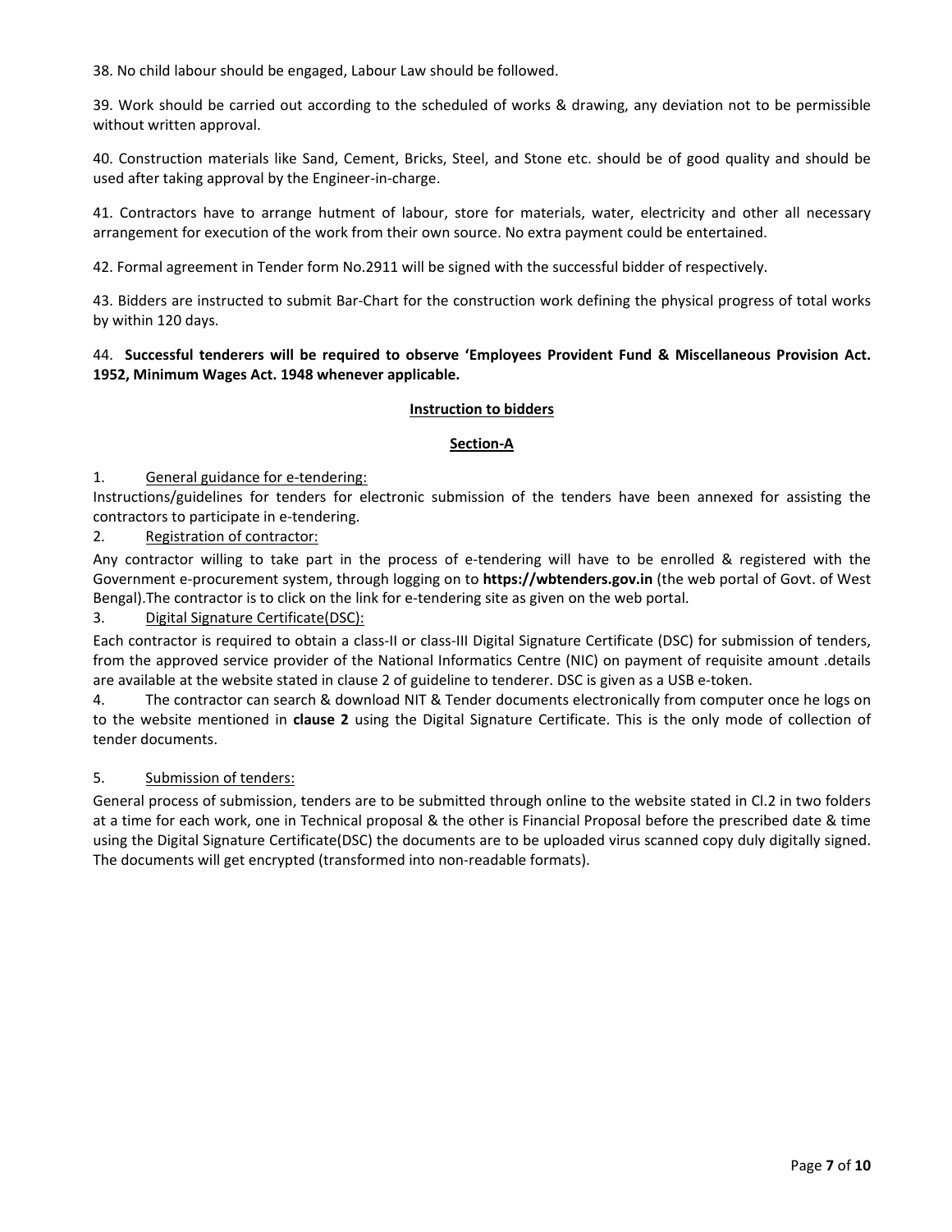38. No child labour should be engaged, Labour Law should be followed.

39. Work should be carried out according to the scheduled of works & drawing, any deviation not to be permissible without written approval.

40. Construction materials like Sand, Cement, Bricks, Steel, and Stone etc. should be of good quality and should be used after taking approval by the Engineer-in-charge.

41. Contractors have to arrange hutment of labour, store for materials, water, electricity and other all necessary arrangement for execution of the work from their own source. No extra payment could be entertained.

42. Formal agreement in Tender form No.2911 will be signed with the successful bidder of respectively.

43. Bidders are instructed to submit Bar-Chart for the construction work defining the physical progress of total works by within 120 days.

44. **Successful tenderers will be required to observe 'Employees Provident Fund & Miscellaneous Provision Act. 1952, Minimum Wages Act. 1948 whenever applicable.**

## Instruction to bidders

### Section-A

1. General guidance for e-tendering:

Instructions/guidelines for tenders for electronic submission of the tenders have been annexed for assisting the contractors to participate in e-tendering.

2. Registration of contractor:

Any contractor willing to take part in the process of e-tendering will have to be enrolled & registered with the Government e-procurement system, through logging on to **https://wbtenders.gov.in** (the web portal of Govt. of West Bengal).The contractor is to click on the link for e-tendering site as given on the web portal.

3. Digital Signature Certificate(DSC):

Each contractor is required to obtain a class-II or class-III Digital Signature Certificate (DSC) for submission of tenders, from the approved service provider of the National Informatics Centre (NIC) on payment of requisite amount .details are available at the website stated in clause 2 of guideline to tenderer. DSC is given as a USB e-token.

4. The contractor can search & download NIT & Tender documents electronically from computer once he logs on to the website mentioned in **clause 2** using the Digital Signature Certificate. This is the only mode of collection of tender documents.

5. Submission of tenders:

General process of submission, tenders are to be submitted through online to the website stated in Cl.2 in two folders at a time for each work, one in Technical proposal & the other is Financial Proposal before the prescribed date & time using the Digital Signature Certificate(DSC) the documents are to be uploaded virus scanned copy duly digitally signed. The documents will get encrypted (transformed into non-readable formats).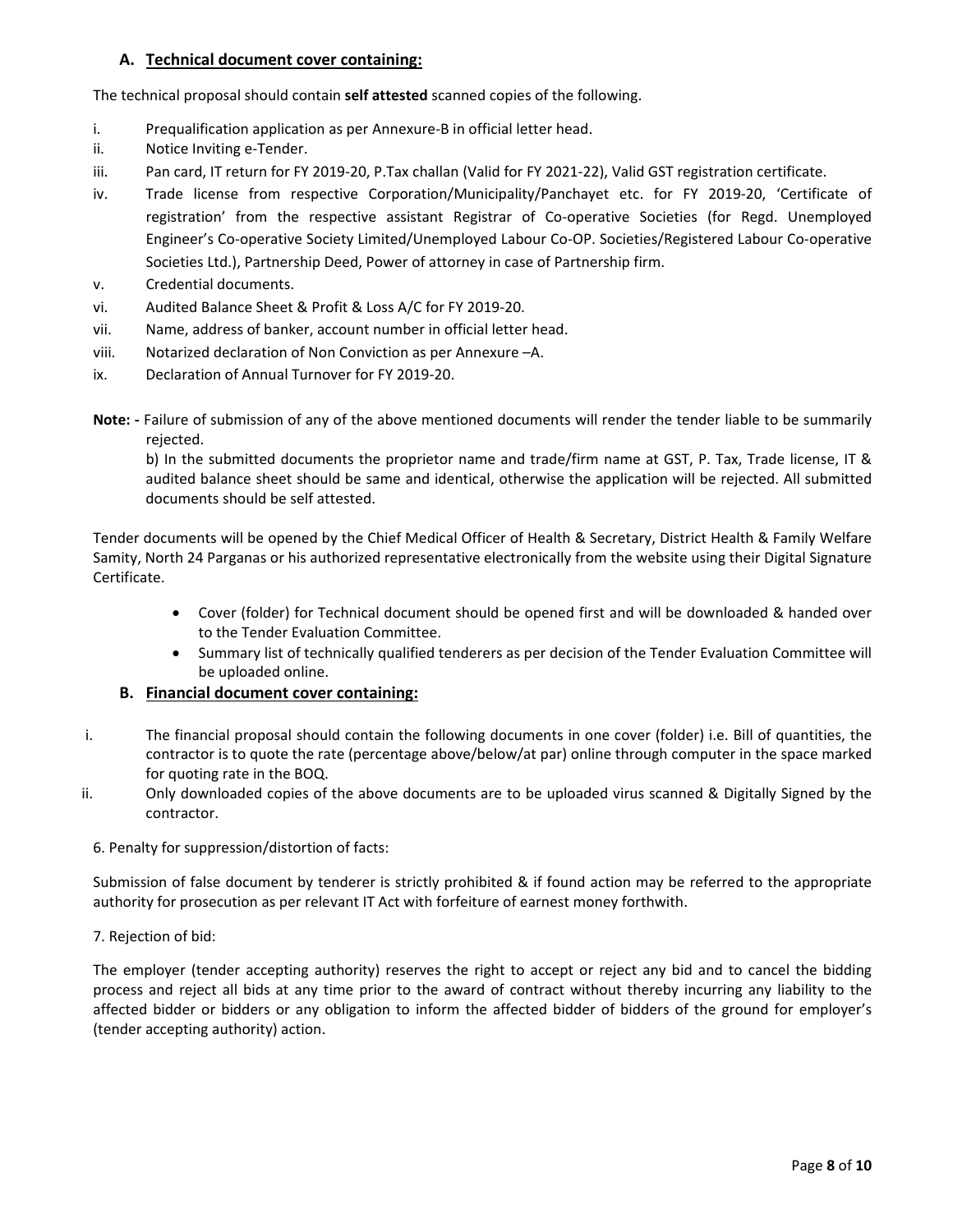### A. Technical document cover containing:

The technical proposal should contain **self attested** scanned copies of the following.

i. Prequalification application as per Annexure-B in official letter head.

ii. Notice Inviting e-Tender.

iii. Pan card, IT return for FY 2019-20, P.Tax challan (Valid for FY 2021-22), Valid GST registration certificate.

iv. Trade license from respective Corporation/Municipality/Panchayet etc. for FY 2019-20, 'Certificate of registration' from the respective assistant Registrar of Co-operative Societies (for Regd. Unemployed Engineer's Co-operative Society Limited/Unemployed Labour Co-OP. Societies/Registered Labour Co-operative Societies Ltd.), Partnership Deed, Power of attorney in case of Partnership firm.

v. Credential documents.

vi. Audited Balance Sheet & Profit & Loss A/C for FY 2019-20.

vii. Name, address of banker, account number in official letter head.

viii. Notarized declaration of Non Conviction as per Annexure –A.

ix. Declaration of Annual Turnover for FY 2019-20.

**Note: -** Failure of submission of any of the above mentioned documents will render the tender liable to be summarily rejected.

b) In the submitted documents the proprietor name and trade/firm name at GST, P. Tax, Trade license, IT & audited balance sheet should be same and identical, otherwise the application will be rejected. All submitted documents should be self attested.

Tender documents will be opened by the Chief Medical Officer of Health & Secretary, District Health & Family Welfare Samity, North 24 Parganas or his authorized representative electronically from the website using their Digital Signature Certificate.

- Cover (folder) for Technical document should be opened first and will be downloaded & handed over to the Tender Evaluation Committee.
- Summary list of technically qualified tenderers as per decision of the Tender Evaluation Committee will be uploaded online.

### B. Financial document cover containing:

i. The financial proposal should contain the following documents in one cover (folder) i.e. Bill of quantities, the contractor is to quote the rate (percentage above/below/at par) online through computer in the space marked for quoting rate in the BOQ.

ii. Only downloaded copies of the above documents are to be uploaded virus scanned & Digitally Signed by the contractor.

6. Penalty for suppression/distortion of facts:

Submission of false document by tenderer is strictly prohibited & if found action may be referred to the appropriate authority for prosecution as per relevant IT Act with forfeiture of earnest money forthwith.

7. Rejection of bid:

The employer (tender accepting authority) reserves the right to accept or reject any bid and to cancel the bidding process and reject all bids at any time prior to the award of contract without thereby incurring any liability to the affected bidder or bidders or any obligation to inform the affected bidder of bidders of the ground for employer's (tender accepting authority) action.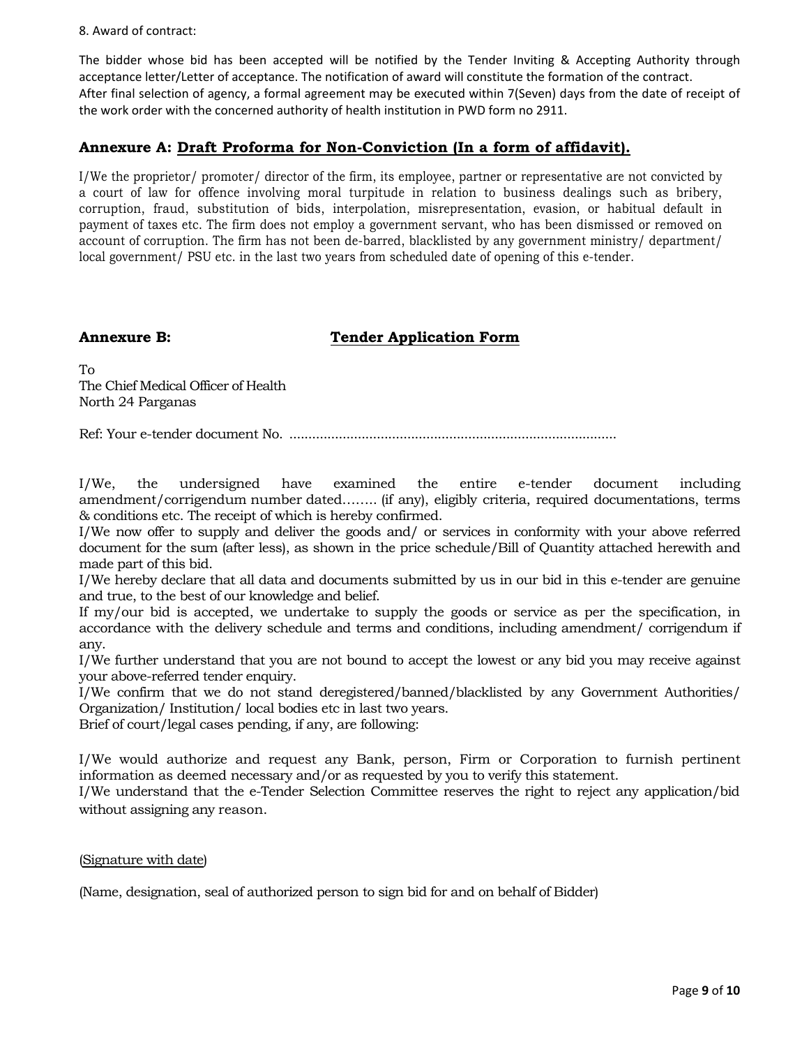8. Award of contract:

The bidder whose bid has been accepted will be notified by the Tender Inviting & Accepting Authority through acceptance letter/Letter of acceptance. The notification of award will constitute the formation of the contract.
After final selection of agency, a formal agreement may be executed within 7(Seven) days from the date of receipt of the work order with the concerned authority of health institution in PWD form no 2911.

## Annexure A: Draft Proforma for Non-Conviction (In a form of affidavit).

I/We the proprietor/ promoter/ director of the firm, its employee, partner or representative are not convicted by a court of law for offence involving moral turpitude in relation to business dealings such as bribery, corruption, fraud, substitution of bids, interpolation, misrepresentation, evasion, or habitual default in payment of taxes etc. The firm does not employ a government servant, who has been dismissed or removed on account of corruption. The firm has not been de-barred, blacklisted by any government ministry/ department/ local government/ PSU etc. in the last two years from scheduled date of opening of this e-tender.

## Annexure B: Tender Application Form

To
The Chief Medical Officer of Health
North 24 Parganas

Ref: Your e-tender document No. ......................................................................................

I/We, the undersigned have examined the entire e-tender document including amendment/corrigendum number dated…….. (if any), eligibly criteria, required documentations, terms & conditions etc. The receipt of which is hereby confirmed.
I/We now offer to supply and deliver the goods and/ or services in conformity with your above referred document for the sum (after less), as shown in the price schedule/Bill of Quantity attached herewith and made part of this bid.
I/We hereby declare that all data and documents submitted by us in our bid in this e-tender are genuine and true, to the best of our knowledge and belief.
If my/our bid is accepted, we undertake to supply the goods or service as per the specification, in accordance with the delivery schedule and terms and conditions, including amendment/ corrigendum if any.
I/We further understand that you are not bound to accept the lowest or any bid you may receive against your above-referred tender enquiry.
I/We confirm that we do not stand deregistered/banned/blacklisted by any Government Authorities/ Organization/ Institution/ local bodies etc in last two years.
Brief of court/legal cases pending, if any, are following:

I/We would authorize and request any Bank, person, Firm or Corporation to furnish pertinent information as deemed necessary and/or as requested by you to verify this statement.
I/We understand that the e-Tender Selection Committee reserves the right to reject any application/bid without assigning any reason.

(Signature with date)

(Name, designation, seal of authorized person to sign bid for and on behalf of Bidder)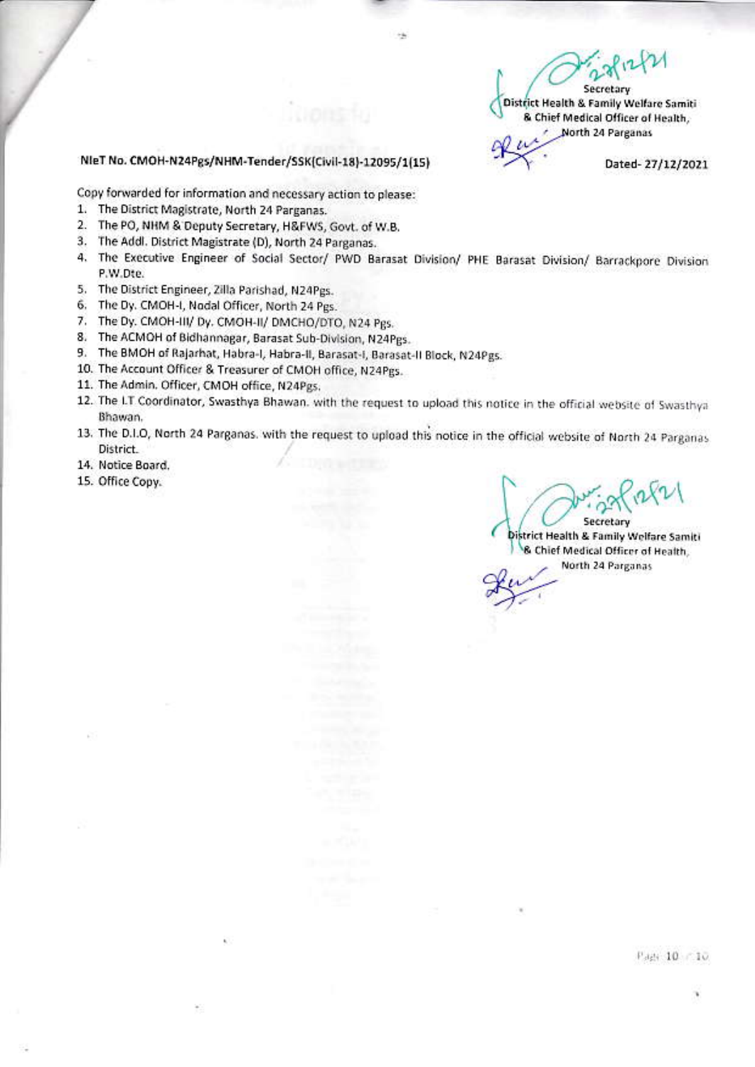Sd/- 27/12/21
Secretary
District Health & Family Welfare Samiti
& Chief Medical Officer of Health,
North 24 Parganas

**NIeT No. CMOH-N24Pgs/NHM-Tender/SSK(Civil-18)-12095/1(15)** **Dated- 27/12/2021**

Copy forwarded for information and necessary action to please:

1. The District Magistrate, North 24 Parganas.
2. The PO, NHM & Deputy Secretary, H&FWS, Govt. of W.B.
3. The Addl. District Magistrate (D), North 24 Parganas.
4. The Executive Engineer of Social Sector/ PWD Barasat Division/ PHE Barasat Division/ Barrackpore Division P.W.Dte.
5. The District Engineer, Zilla Parishad, N24Pgs.
6. The Dy. CMOH-I, Nodal Officer, North 24 Pgs.
7. The Dy. CMOH-III/ Dy. CMOH-II/ DMCHO/DTO, N24 Pgs.
8. The ACMOH of Bidhannagar, Barasat Sub-Division, N24Pgs.
9. The BMOH of Rajarhat, Habra-I, Habra-II, Barasat-I, Barasat-II Block, N24Pgs.
10. The Account Officer & Treasurer of CMOH office, N24Pgs.
11. The Admin. Officer, CMOH office, N24Pgs.
12. The I.T Coordinator, Swasthya Bhawan. with the request to upload this notice in the official website of Swasthya Bhawan.
13. The D.I.O, North 24 Parganas. with the request to upload this notice in the official website of North 24 Parganas District.
14. Notice Board.
15. Office Copy.

Sd/- 27/12/21
Secretary
District Health & Family Welfare Samiti
& Chief Medical Officer of Health,
North 24 Parganas